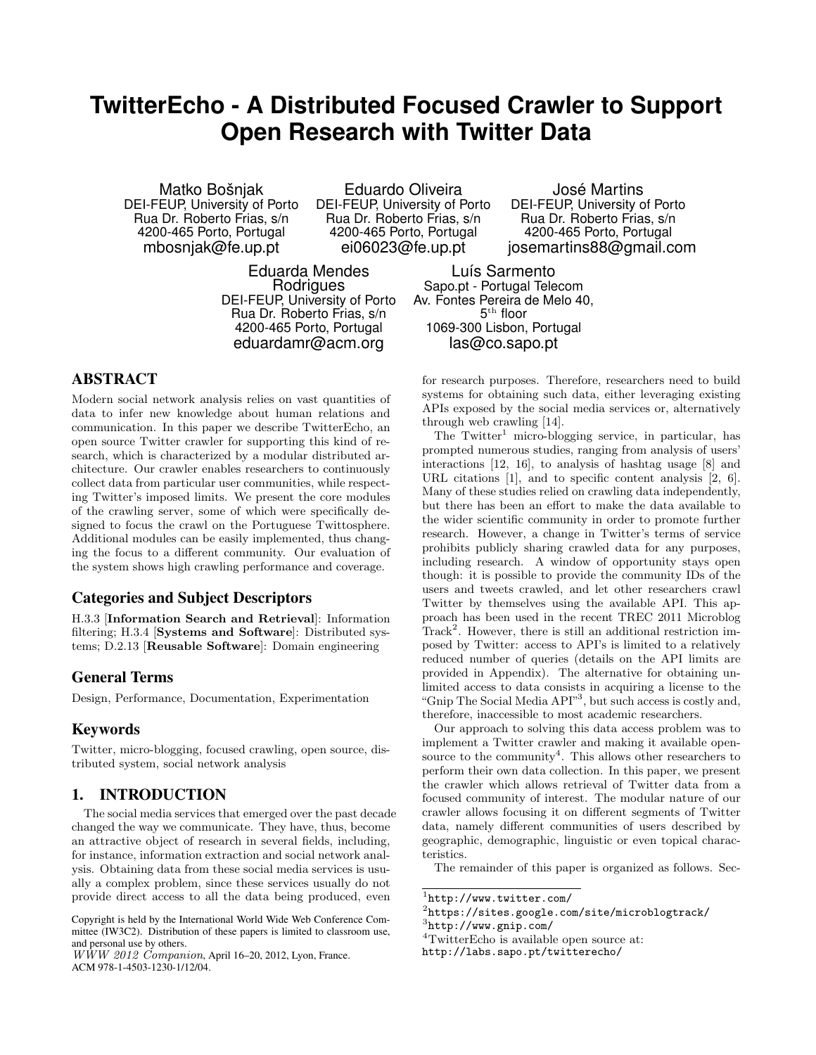# TwitterEcho - A Distributed Focused Crawler to Support Open Research with Twitter Data

Matko Bošnjak
DEI-FEUP, University of Porto
Rua Dr. Roberto Frias, s/n
4200-465 Porto, Portugal
mbosnjak@fe.up.pt

Eduardo Oliveira
DEI-FEUP, University of Porto
Rua Dr. Roberto Frias, s/n
4200-465 Porto, Portugal
ei06023@fe.up.pt

José Martins
DEI-FEUP, University of Porto
Rua Dr. Roberto Frias, s/n
4200-465 Porto, Portugal
josemartins88@gmail.com

Eduarda Mendes Rodrigues
DEI-FEUP, University of Porto
Rua Dr. Roberto Frias, s/n
4200-465 Porto, Portugal
eduardamr@acm.org

Luís Sarmento
Sapo.pt - Portugal Telecom
Av. Fontes Pereira de Melo 40, 5th floor
1069-300 Lisbon, Portugal
las@co.sapo.pt

## ABSTRACT

Modern social network analysis relies on vast quantities of data to infer new knowledge about human relations and communication. In this paper we describe TwitterEcho, an open source Twitter crawler for supporting this kind of research, which is characterized by a modular distributed architecture. Our crawler enables researchers to continuously collect data from particular user communities, while respecting Twitter's imposed limits. We present the core modules of the crawling server, some of which were specifically designed to focus the crawl on the Portuguese Twittosphere. Additional modules can be easily implemented, thus changing the focus to a different community. Our evaluation of the system shows high crawling performance and coverage.

## Categories and Subject Descriptors

H.3.3 [**Information Search and Retrieval**]: Information filtering; H.3.4 [**Systems and Software**]: Distributed systems; D.2.13 [**Reusable Software**]: Domain engineering

## General Terms

Design, Performance, Documentation, Experimentation

## Keywords

Twitter, micro-blogging, focused crawling, open source, distributed system, social network analysis

## 1. INTRODUCTION

The social media services that emerged over the past decade changed the way we communicate. They have, thus, become an attractive object of research in several fields, including, for instance, information extraction and social network analysis. Obtaining data from these social media services is usually a complex problem, since these services usually do not provide direct access to all the data being produced, even for research purposes. Therefore, researchers need to build systems for obtaining such data, either leveraging existing APIs exposed by the social media services or, alternatively through web crawling [14].

The Twitter[1] micro-blogging service, in particular, has prompted numerous studies, ranging from analysis of users' interactions [12, 16], to analysis of hashtag usage [8] and URL citations [1], and to specific content analysis [2, 6]. Many of these studies relied on crawling data independently, but there has been an effort to make the data available to the wider scientific community in order to promote further research. However, a change in Twitter's terms of service prohibits publicly sharing crawled data for any purposes, including research. A window of opportunity stays open though: it is possible to provide the community IDs of the users and tweets crawled, and let other researchers crawl Twitter by themselves using the available API. This approach has been used in the recent TREC 2011 Microblog Track[2]. However, there is still an additional restriction imposed by Twitter: access to API's is limited to a relatively reduced number of queries (details on the API limits are provided in Appendix). The alternative for obtaining unlimited access to data consists in acquiring a license to the "Gnip The Social Media API"[3], but such access is costly and, therefore, inaccessible to most academic researchers.

Our approach to solving this data access problem was to implement a Twitter crawler and making it available open-source to the community[4]. This allows other researchers to perform their own data collection. In this paper, we present the crawler which allows retrieval of Twitter data from a focused community of interest. The modular nature of our crawler allows focusing it on different segments of Twitter data, namely different communities of users described by geographic, demographic, linguistic or even topical characteristics.

The remainder of this paper is organized as follows. Sec-

Copyright is held by the International World Wide Web Conference Committee (IW3C2). Distribution of these papers is limited to classroom use, and personal use by others.
*WWW 2012 Companion*, April 16–20, 2012, Lyon, France.
ACM 978-1-4503-1230-1/12/04.

[1] http://www.twitter.com/
[2] https://sites.google.com/site/microblogtrack/
[3] http://www.gnip.com/
[4] TwitterEcho is available open source at: http://labs.sapo.pt/twitterecho/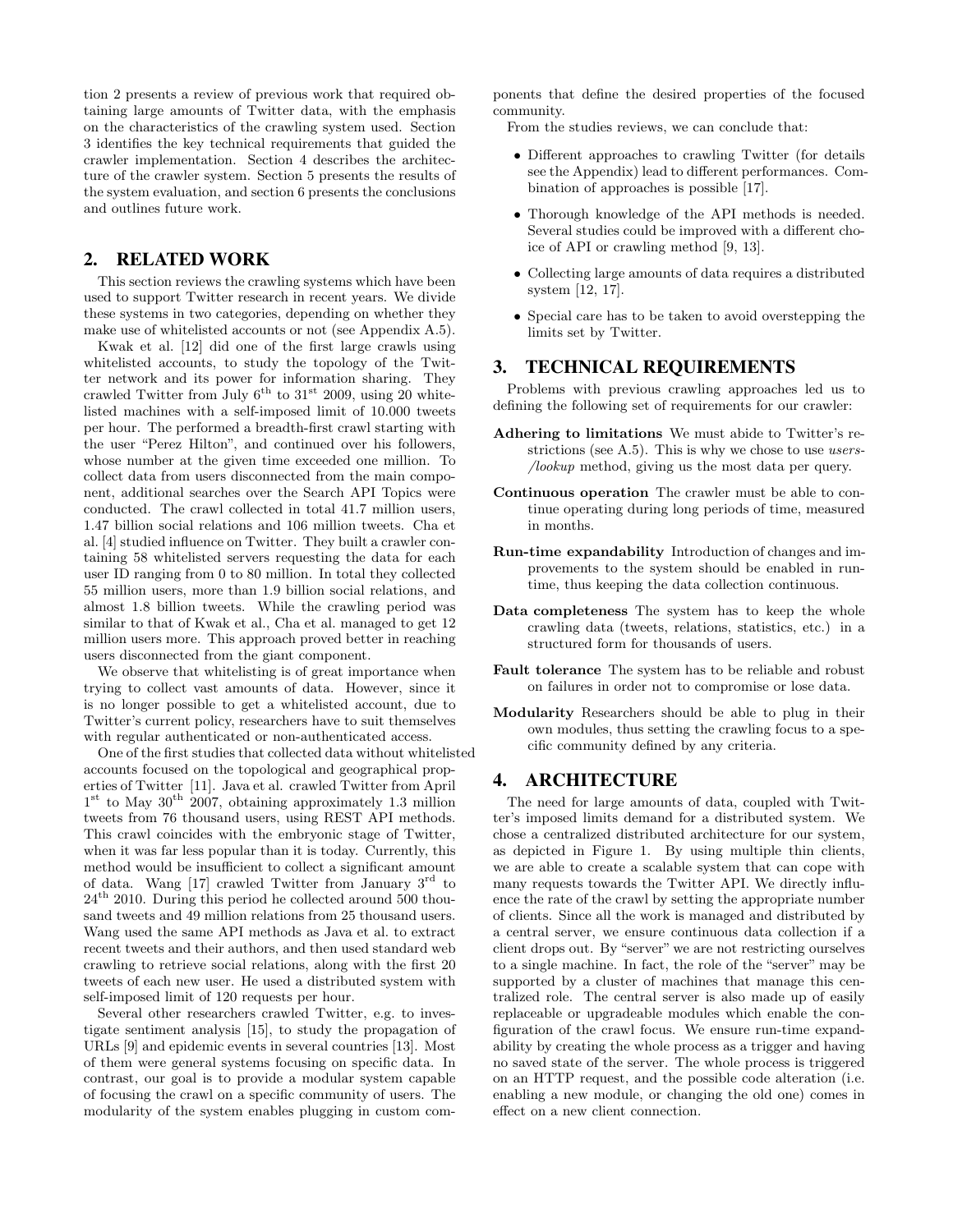tion 2 presents a review of previous work that required obtaining large amounts of Twitter data, with the emphasis on the characteristics of the crawling system used. Section 3 identifies the key technical requirements that guided the crawler implementation. Section 4 describes the architecture of the crawler system. Section 5 presents the results of the system evaluation, and section 6 presents the conclusions and outlines future work.

## 2. RELATED WORK

This section reviews the crawling systems which have been used to support Twitter research in recent years. We divide these systems in two categories, depending on whether they make use of whitelisted accounts or not (see Appendix A.5).

Kwak et al. [12] did one of the first large crawls using whitelisted accounts, to study the topology of the Twitter network and its power for information sharing. They crawled Twitter from July 6th to 31st 2009, using 20 whitelisted machines with a self-imposed limit of 10.000 tweets per hour. The performed a breadth-first crawl starting with the user "Perez Hilton", and continued over his followers, whose number at the given time exceeded one million. To collect data from users disconnected from the main component, additional searches over the Search API Topics were conducted. The crawl collected in total 41.7 million users, 1.47 billion social relations and 106 million tweets. Cha et al. [4] studied influence on Twitter. They built a crawler containing 58 whitelisted servers requesting the data for each user ID ranging from 0 to 80 million. In total they collected 55 million users, more than 1.9 billion social relations, and almost 1.8 billion tweets. While the crawling period was similar to that of Kwak et al., Cha et al. managed to get 12 million users more. This approach proved better in reaching users disconnected from the giant component.

We observe that whitelisting is of great importance when trying to collect vast amounts of data. However, since it is no longer possible to get a whitelisted account, due to Twitter's current policy, researchers have to suit themselves with regular authenticated or non-authenticated access.

One of the first studies that collected data without whitelisted accounts focused on the topological and geographical properties of Twitter [11]. Java et al. crawled Twitter from April 1st to May 30th 2007, obtaining approximately 1.3 million tweets from 76 thousand users, using REST API methods. This crawl coincides with the embryonic stage of Twitter, when it was far less popular than it is today. Currently, this method would be insufficient to collect a significant amount of data. Wang [17] crawled Twitter from January 3rd to 24th 2010. During this period he collected around 500 thousand tweets and 49 million relations from 25 thousand users. Wang used the same API methods as Java et al. to extract recent tweets and their authors, and then used standard web crawling to retrieve social relations, along with the first 20 tweets of each new user. He used a distributed system with self-imposed limit of 120 requests per hour.

Several other researchers crawled Twitter, e.g. to investigate sentiment analysis [15], to study the propagation of URLs [9] and epidemic events in several countries [13]. Most of them were general systems focusing on specific data. In contrast, our goal is to provide a modular system capable of focusing the crawl on a specific community of users. The modularity of the system enables plugging in custom components that define the desired properties of the focused community.

From the studies reviews, we can conclude that:

- Different approaches to crawling Twitter (for details see the Appendix) lead to different performances. Combination of approaches is possible [17].
- Thorough knowledge of the API methods is needed. Several studies could be improved with a different choice of API or crawling method [9, 13].
- Collecting large amounts of data requires a distributed system [12, 17].
- Special care has to be taken to avoid overstepping the limits set by Twitter.

## 3. TECHNICAL REQUIREMENTS

Problems with previous crawling approaches led us to defining the following set of requirements for our crawler:

**Adhering to limitations** We must abide to Twitter's restrictions (see A.5). This is why we chose to use *users-/lookup* method, giving us the most data per query.

**Continuous operation** The crawler must be able to continue operating during long periods of time, measured in months.

**Run-time expandability** Introduction of changes and improvements to the system should be enabled in runtime, thus keeping the data collection continuous.

**Data completeness** The system has to keep the whole crawling data (tweets, relations, statistics, etc.) in a structured form for thousands of users.

**Fault tolerance** The system has to be reliable and robust on failures in order not to compromise or lose data.

**Modularity** Researchers should be able to plug in their own modules, thus setting the crawling focus to a specific community defined by any criteria.

## 4. ARCHITECTURE

The need for large amounts of data, coupled with Twitter's imposed limits demand for a distributed system. We chose a centralized distributed architecture for our system, as depicted in Figure 1. By using multiple thin clients, we are able to create a scalable system that can cope with many requests towards the Twitter API. We directly influence the rate of the crawl by setting the appropriate number of clients. Since all the work is managed and distributed by a central server, we ensure continuous data collection if a client drops out. By "server" we are not restricting ourselves to a single machine. In fact, the role of the "server" may be supported by a cluster of machines that manage this centralized role. The central server is also made up of easily replaceable or upgradeable modules which enable the configuration of the crawl focus. We ensure run-time expandability by creating the whole process as a trigger and having no saved state of the server. The whole process is triggered on an HTTP request, and the possible code alteration (i.e. enabling a new module, or changing the old one) comes in effect on a new client connection.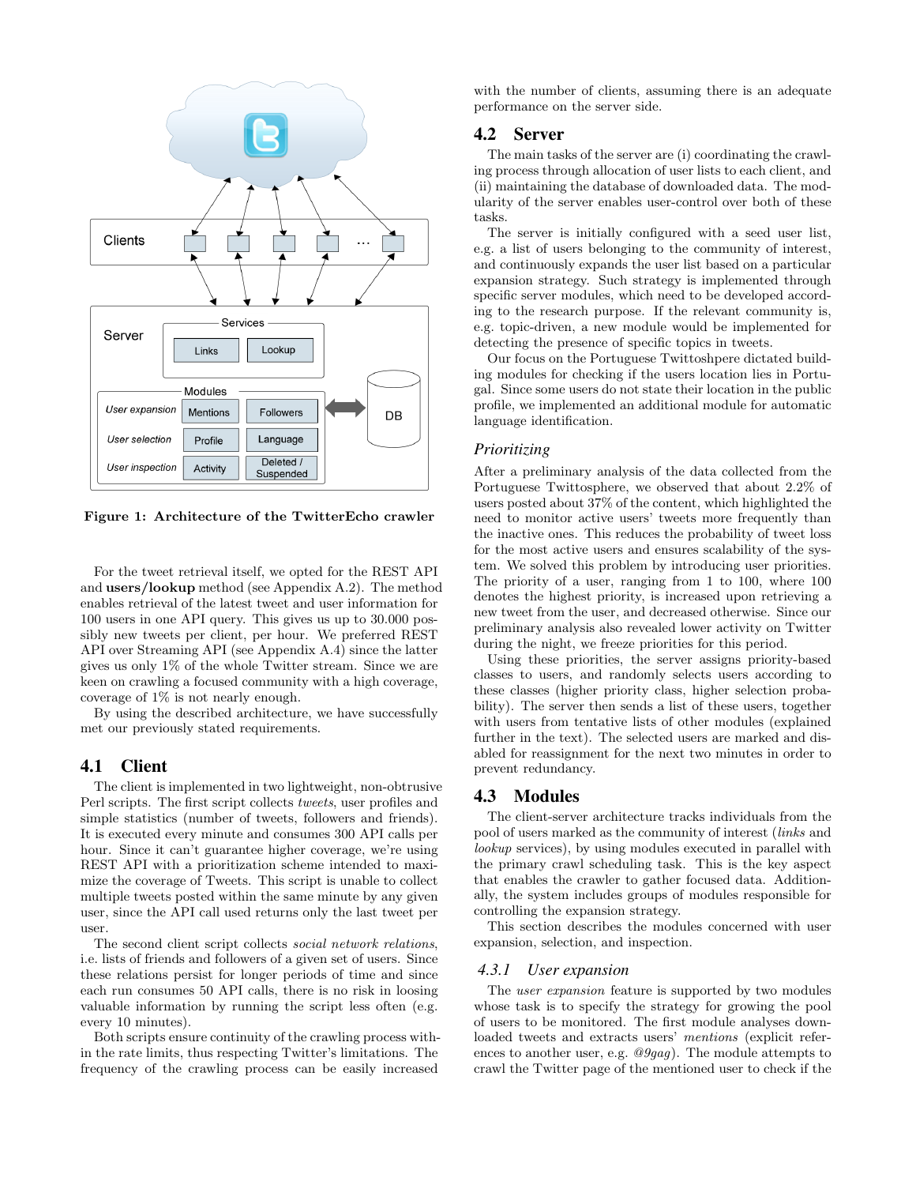Clients

Server

Services

Links

Lookup

Modules

User expansion

Mentions

Followers

User selection

Profile

Language

User inspection

Activity

Deleted / Suspended

DB

**Figure 1: Architecture of the TwitterEcho crawler**

For the tweet retrieval itself, we opted for the REST API and **users/lookup** method (see Appendix A.2). The method enables retrieval of the latest tweet and user information for 100 users in one API query. This gives us up to 30.000 possibly new tweets per client, per hour. We preferred REST API over Streaming API (see Appendix A.4) since the latter gives us only 1% of the whole Twitter stream. Since we are keen on crawling a focused community with a high coverage, coverage of 1% is not nearly enough.

By using the described architecture, we have successfully met our previously stated requirements.

## 4.1 Client

The client is implemented in two lightweight, non-obtrusive Perl scripts. The first script collects *tweets*, user profiles and simple statistics (number of tweets, followers and friends). It is executed every minute and consumes 300 API calls per hour. Since it can't guarantee higher coverage, we're using REST API with a prioritization scheme intended to maximize the coverage of Tweets. This script is unable to collect multiple tweets posted within the same minute by any given user, since the API call used returns only the last tweet per user.

The second client script collects *social network relations*, i.e. lists of friends and followers of a given set of users. Since these relations persist for longer periods of time and since each run consumes 50 API calls, there is no risk in loosing valuable information by running the script less often (e.g. every 10 minutes).

Both scripts ensure continuity of the crawling process within the rate limits, thus respecting Twitter's limitations. The frequency of the crawling process can be easily increased with the number of clients, assuming there is an adequate performance on the server side.

## 4.2 Server

The main tasks of the server are (i) coordinating the crawling process through allocation of user lists to each client, and (ii) maintaining the database of downloaded data. The modularity of the server enables user-control over both of these tasks.

The server is initially configured with a seed user list, e.g. a list of users belonging to the community of interest, and continuously expands the user list based on a particular expansion strategy. Such strategy is implemented through specific server modules, which need to be developed according to the research purpose. If the relevant community is, e.g. topic-driven, a new module would be implemented for detecting the presence of specific topics in tweets.

Our focus on the Portuguese Twittoshpere dictated building modules for checking if the users location lies in Portugal. Since some users do not state their location in the public profile, we implemented an additional module for automatic language identification.

### Prioritizing

After a preliminary analysis of the data collected from the Portuguese Twittosphere, we observed that about 2.2% of users posted about 37% of the content, which highlighted the need to monitor active users' tweets more frequently than the inactive ones. This reduces the probability of tweet loss for the most active users and ensures scalability of the system. We solved this problem by introducing user priorities. The priority of a user, ranging from 1 to 100, where 100 denotes the highest priority, is increased upon retrieving a new tweet from the user, and decreased otherwise. Since our preliminary analysis also revealed lower activity on Twitter during the night, we freeze priorities for this period.

Using these priorities, the server assigns priority-based classes to users, and randomly selects users according to these classes (higher priority class, higher selection probability). The server then sends a list of these users, together with users from tentative lists of other modules (explained further in the text). The selected users are marked and disabled for reassignment for the next two minutes in order to prevent redundancy.

## 4.3 Modules

The client-server architecture tracks individuals from the pool of users marked as the community of interest (*links* and *lookup* services), by using modules executed in parallel with the primary crawl scheduling task. This is the key aspect that enables the crawler to gather focused data. Additionally, the system includes groups of modules responsible for controlling the expansion strategy.

This section describes the modules concerned with user expansion, selection, and inspection.

### 4.3.1 User expansion

The *user expansion* feature is supported by two modules whose task is to specify the strategy for growing the pool of users to be monitored. The first module analyses downloaded tweets and extracts users' *mentions* (explicit references to another user, e.g. *@9gag*). The module attempts to crawl the Twitter page of the mentioned user to check if the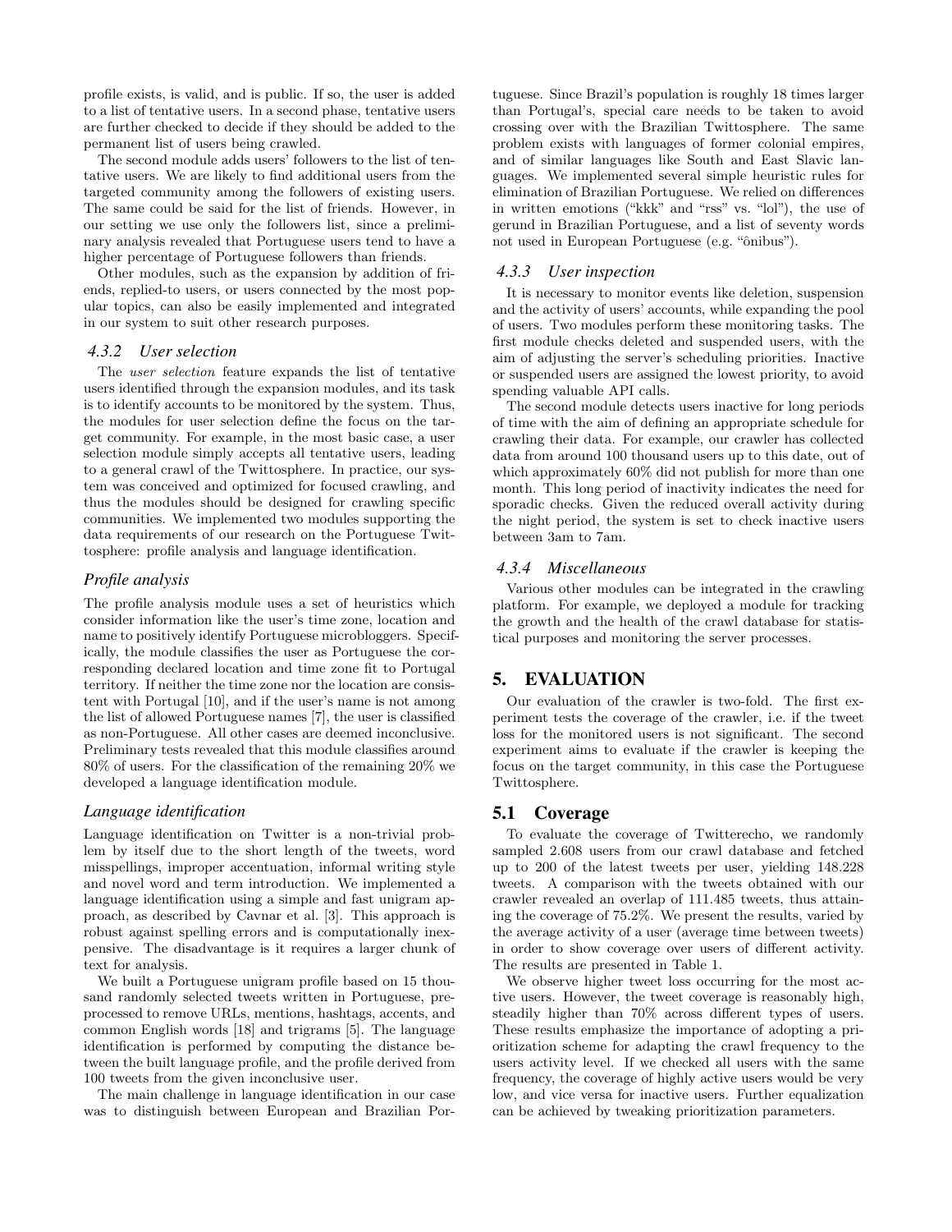profile exists, is valid, and is public. If so, the user is added to a list of tentative users. In a second phase, tentative users are further checked to decide if they should be added to the permanent list of users being crawled.

The second module adds users' followers to the list of tentative users. We are likely to find additional users from the targeted community among the followers of existing users. The same could be said for the list of friends. However, in our setting we use only the followers list, since a preliminary analysis revealed that Portuguese users tend to have a higher percentage of Portuguese followers than friends.

Other modules, such as the expansion by addition of friends, replied-to users, or users connected by the most popular topics, can also be easily implemented and integrated in our system to suit other research purposes.

#### 4.3.2 User selection

The *user selection* feature expands the list of tentative users identified through the expansion modules, and its task is to identify accounts to be monitored by the system. Thus, the modules for user selection define the focus on the target community. For example, in the most basic case, a user selection module simply accepts all tentative users, leading to a general crawl of the Twittosphere. In practice, our system was conceived and optimized for focused crawling, and thus the modules should be designed for crawling specific communities. We implemented two modules supporting the data requirements of our research on the Portuguese Twittosphere: profile analysis and language identification.

##### Profile analysis

The profile analysis module uses a set of heuristics which consider information like the user's time zone, location and name to positively identify Portuguese microbloggers. Specifically, the module classifies the user as Portuguese the corresponding declared location and time zone fit to Portugal territory. If neither the time zone nor the location are consistent with Portugal [10], and if the user's name is not among the list of allowed Portuguese names [7], the user is classified as non-Portuguese. All other cases are deemed inconclusive. Preliminary tests revealed that this module classifies around 80% of users. For the classification of the remaining 20% we developed a language identification module.

##### Language identification

Language identification on Twitter is a non-trivial problem by itself due to the short length of the tweets, word misspellings, improper accentuation, informal writing style and novel word and term introduction. We implemented a language identification using a simple and fast unigram approach, as described by Cavnar et al. [3]. This approach is robust against spelling errors and is computationally inexpensive. The disadvantage is it requires a larger chunk of text for analysis.

We built a Portuguese unigram profile based on 15 thousand randomly selected tweets written in Portuguese, preprocessed to remove URLs, mentions, hashtags, accents, and common English words [18] and trigrams [5]. The language identification is performed by computing the distance between the built language profile, and the profile derived from 100 tweets from the given inconclusive user.

The main challenge in language identification in our case was to distinguish between European and Brazilian Portuguese. Since Brazil's population is roughly 18 times larger than Portugal's, special care needs to be taken to avoid crossing over with the Brazilian Twittosphere. The same problem exists with languages of former colonial empires, and of similar languages like South and East Slavic languages. We implemented several simple heuristic rules for elimination of Brazilian Portuguese. We relied on differences in written emotions ("kkk" and "rss" vs. "lol"), the use of gerund in Brazilian Portuguese, and a list of seventy words not used in European Portuguese (e.g. "ônibus").

#### 4.3.3 User inspection

It is necessary to monitor events like deletion, suspension and the activity of users' accounts, while expanding the pool of users. Two modules perform these monitoring tasks. The first module checks deleted and suspended users, with the aim of adjusting the server's scheduling priorities. Inactive or suspended users are assigned the lowest priority, to avoid spending valuable API calls.

The second module detects users inactive for long periods of time with the aim of defining an appropriate schedule for crawling their data. For example, our crawler has collected data from around 100 thousand users up to this date, out of which approximately 60% did not publish for more than one month. This long period of inactivity indicates the need for sporadic checks. Given the reduced overall activity during the night period, the system is set to check inactive users between 3am to 7am.

#### 4.3.4 Miscellaneous

Various other modules can be integrated in the crawling platform. For example, we deployed a module for tracking the growth and the health of the crawl database for statistical purposes and monitoring the server processes.

## 5. EVALUATION

Our evaluation of the crawler is two-fold. The first experiment tests the coverage of the crawler, i.e. if the tweet loss for the monitored users is not significant. The second experiment aims to evaluate if the crawler is keeping the focus on the target community, in this case the Portuguese Twittosphere.

### 5.1 Coverage

To evaluate the coverage of Twitterecho, we randomly sampled 2.608 users from our crawl database and fetched up to 200 of the latest tweets per user, yielding 148.228 tweets. A comparison with the tweets obtained with our crawler revealed an overlap of 111.485 tweets, thus attaining the coverage of 75.2%. We present the results, varied by the average activity of a user (average time between tweets) in order to show coverage over users of different activity. The results are presented in Table 1.

We observe higher tweet loss occurring for the most active users. However, the tweet coverage is reasonably high, steadily higher than 70% across different types of users. These results emphasize the importance of adopting a prioritization scheme for adapting the crawl frequency to the users activity level. If we checked all users with the same frequency, the coverage of highly active users would be very low, and vice versa for inactive users. Further equalization can be achieved by tweaking prioritization parameters.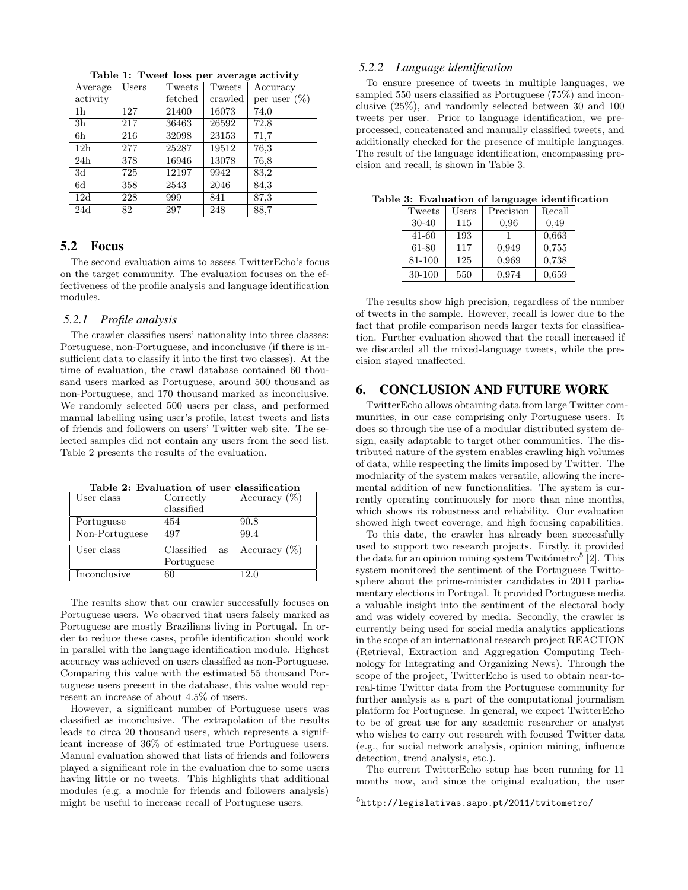**Table 1: Tweet loss per average activity**

| Average activity | Users | Tweets fetched | Tweets crawled | Accuracy per user (%) |
|---|---|---|---|---|
| 1h | 127 | 21400 | 16073 | 74,0 |
| 3h | 217 | 36463 | 26592 | 72,8 |
| 6h | 216 | 32098 | 23153 | 71,7 |
| 12h | 277 | 25287 | 19512 | 76,3 |
| 24h | 378 | 16946 | 13078 | 76,8 |
| 3d | 725 | 12197 | 9942 | 83,2 |
| 6d | 358 | 2543 | 2046 | 84,3 |
| 12d | 228 | 999 | 841 | 87,3 |
| 24d | 82 | 297 | 248 | 88,7 |

## 5.2 Focus

The second evaluation aims to assess TwitterEcho's focus on the target community. The evaluation focuses on the effectiveness of the profile analysis and language identification modules.

### *5.2.1 Profile analysis*

The crawler classifies users' nationality into three classes: Portuguese, non-Portuguese, and inconclusive (if there is insufficient data to classify it into the first two classes). At the time of evaluation, the crawl database contained 60 thousand users marked as Portuguese, around 500 thousand as non-Portuguese, and 170 thousand marked as inconclusive. We randomly selected 500 users per class, and performed manual labelling using user's profile, latest tweets and lists of friends and followers on users' Twitter web site. The selected samples did not contain any users from the seed list. Table 2 presents the results of the evaluation.

**Table 2: Evaluation of user classification**

| User class | Correctly classified | Accuracy (%) |
|---|---|---|
| Portuguese | 454 | 90.8 |
| Non-Portuguese | 497 | 99.4 |
| **User class** | **Classified as Portuguese** | **Accuracy (%)** |
| Inconclusive | 60 | 12.0 |

The results show that our crawler successfully focuses on Portuguese users. We observed that users falsely marked as Portuguese are mostly Brazilians living in Portugal. In order to reduce these cases, profile identification should work in parallel with the language identification module. Highest accuracy was achieved on users classified as non-Portuguese. Comparing this value with the estimated 55 thousand Portuguese users present in the database, this value would represent an increase of about 4.5% of users.

However, a significant number of Portuguese users was classified as inconclusive. The extrapolation of the results leads to circa 20 thousand users, which represents a significant increase of 36% of estimated true Portuguese users. Manual evaluation showed that lists of friends and followers played a significant role in the evaluation due to some users having little or no tweets. This highlights that additional modules (e.g. a module for friends and followers analysis) might be useful to increase recall of Portuguese users.

### *5.2.2 Language identification*

To ensure presence of tweets in multiple languages, we sampled 550 users classified as Portuguese (75%) and inconclusive (25%), and randomly selected between 30 and 100 tweets per user. Prior to language identification, we preprocessed, concatenated and manually classified tweets, and additionally checked for the presence of multiple languages. The result of the language identification, encompassing precision and recall, is shown in Table 3.

**Table 3: Evaluation of language identification**

| Tweets | Users | Precision | Recall |
|---|---|---|---|
| 30-40 | 115 | 0,96 | 0,49 |
| 41-60 | 193 | 1 | 0,663 |
| 61-80 | 117 | 0,949 | 0,755 |
| 81-100 | 125 | 0,969 | 0,738 |
| 30-100 | 550 | 0,974 | 0,659 |

The results show high precision, regardless of the number of tweets in the sample. However, recall is lower due to the fact that profile comparison needs larger texts for classification. Further evaluation showed that the recall increased if we discarded all the mixed-language tweets, while the precision stayed unaffected.

# 6. CONCLUSION AND FUTURE WORK

TwitterEcho allows obtaining data from large Twitter communities, in our case comprising only Portuguese users. It does so through the use of a modular distributed system design, easily adaptable to target other communities. The distributed nature of the system enables crawling high volumes of data, while respecting the limits imposed by Twitter. The modularity of the system makes versatile, allowing the incremental addition of new functionalities. The system is currently operating continuously for more than nine months, which shows its robustness and reliability. Our evaluation showed high tweet coverage, and high focusing capabilities.

To this date, the crawler has already been successfully used to support two research projects. Firstly, it provided the data for an opinion mining system Twitómetro[5] [2]. This system monitored the sentiment of the Portuguese Twittosphere about the prime-minister candidates in 2011 parliamentary elections in Portugal. It provided Portuguese media a valuable insight into the sentiment of the electoral body and was widely covered by media. Secondly, the crawler is currently being used for social media analytics applications in the scope of an international research project REACTION (Retrieval, Extraction and Aggregation Computing Technology for Integrating and Organizing News). Through the scope of the project, TwitterEcho is used to obtain near-to-real-time Twitter data from the Portuguese community for further analysis as a part of the computational journalism platform for Portuguese. In general, we expect TwitterEcho to be of great use for any academic researcher or analyst who wishes to carry out research with focused Twitter data (e.g., for social network analysis, opinion mining, influence detection, trend analysis, etc.).

The current TwitterEcho setup has been running for 11 months now, and since the original evaluation, the user

[5] http://legislativas.sapo.pt/2011/twitometro/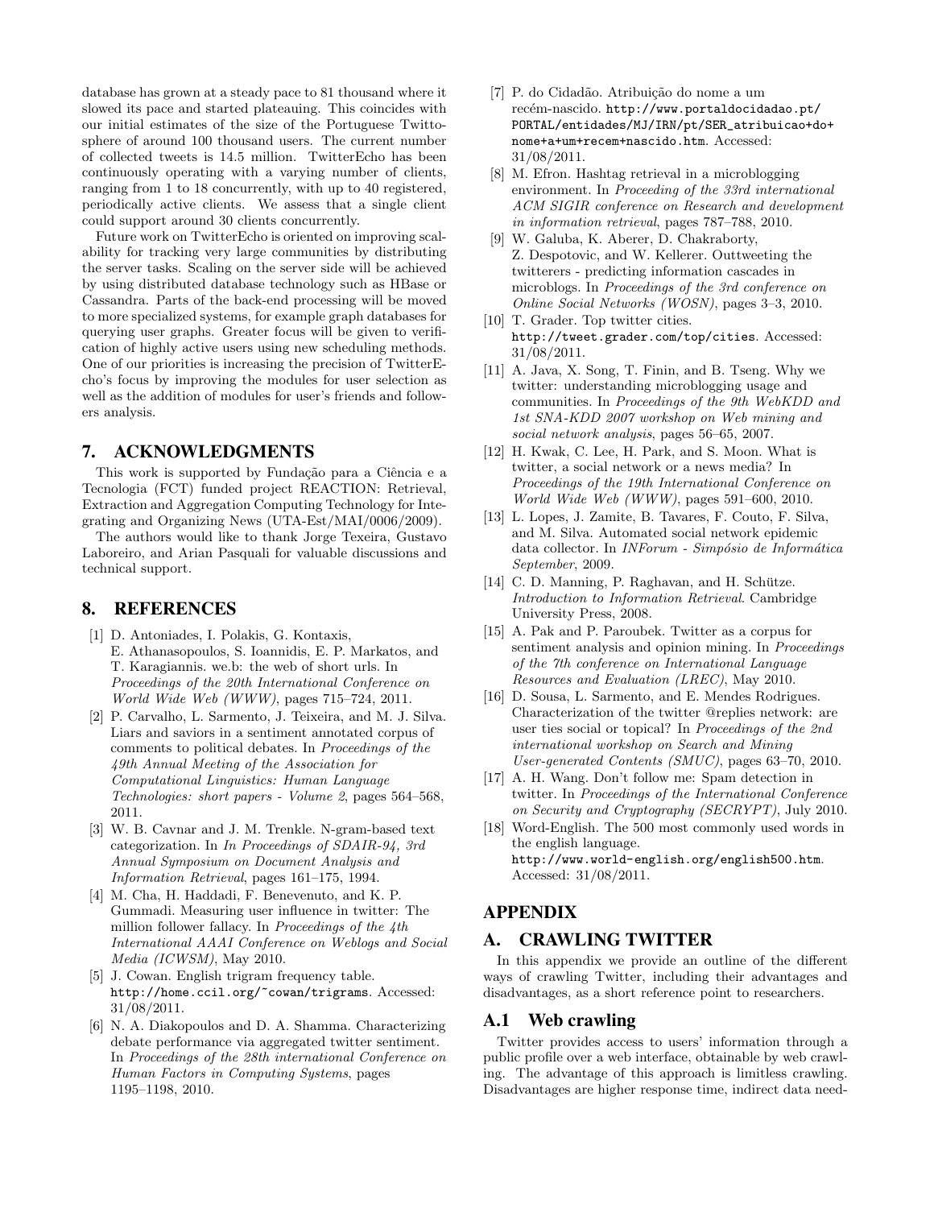database has grown at a steady pace to 81 thousand where it slowed its pace and started plateauing. This coincides with our initial estimates of the size of the Portuguese Twittosphere of around 100 thousand users. The current number of collected tweets is 14.5 million. TwitterEcho has been continuously operating with a varying number of clients, ranging from 1 to 18 concurrently, with up to 40 registered, periodically active clients. We assess that a single client could support around 30 clients concurrently.

Future work on TwitterEcho is oriented on improving scalability for tracking very large communities by distributing the server tasks. Scaling on the server side will be achieved by using distributed database technology such as HBase or Cassandra. Parts of the back-end processing will be moved to more specialized systems, for example graph databases for querying user graphs. Greater focus will be given to verification of highly active users using new scheduling methods. One of our priorities is increasing the precision of TwitterEcho's focus by improving the modules for user selection as well as the addition of modules for user's friends and followers analysis.

## 7. ACKNOWLEDGMENTS

This work is supported by Fundação para a Ciência e a Tecnologia (FCT) funded project REACTION: Retrieval, Extraction and Aggregation Computing Technology for Integrating and Organizing News (UTA-Est/MAI/0006/2009).

The authors would like to thank Jorge Texeira, Gustavo Laboreiro, and Arian Pasquali for valuable discussions and technical support.

## 8. REFERENCES

[1] D. Antoniades, I. Polakis, G. Kontaxis, E. Athanasopoulos, S. Ioannidis, E. P. Markatos, and T. Karagiannis. we.b: the web of short urls. In *Proceedings of the 20th International Conference on World Wide Web (WWW)*, pages 715–724, 2011.

[2] P. Carvalho, L. Sarmento, J. Teixeira, and M. J. Silva. Liars and saviors in a sentiment annotated corpus of comments to political debates. In *Proceedings of the 49th Annual Meeting of the Association for Computational Linguistics: Human Language Technologies: short papers - Volume 2*, pages 564–568, 2011.

[3] W. B. Cavnar and J. M. Trenkle. N-gram-based text categorization. In *In Proceedings of SDAIR-94, 3rd Annual Symposium on Document Analysis and Information Retrieval*, pages 161–175, 1994.

[4] M. Cha, H. Haddadi, F. Benevenuto, and K. P. Gummadi. Measuring user influence in twitter: The million follower fallacy. In *Proceedings of the 4th International AAAI Conference on Weblogs and Social Media (ICWSM)*, May 2010.

[5] J. Cowan. English trigram frequency table. http://home.ccil.org/~cowan/trigrams. Accessed: 31/08/2011.

[6] N. A. Diakopoulos and D. A. Shamma. Characterizing debate performance via aggregated twitter sentiment. In *Proceedings of the 28th international Conference on Human Factors in Computing Systems*, pages 1195–1198, 2010.

[7] P. do Cidadão. Atribuição do nome a um recém-nascido. http://www.portaldocidadao.pt/PORTAL/entidades/MJ/IRN/pt/SER_atribuicao+do+nome+a+um+recem+nascido.htm. Accessed: 31/08/2011.

[8] M. Efron. Hashtag retrieval in a microblogging environment. In *Proceeding of the 33rd international ACM SIGIR conference on Research and development in information retrieval*, pages 787–788, 2010.

[9] W. Galuba, K. Aberer, D. Chakraborty, Z. Despotovic, and W. Kellerer. Outtweeting the twitterers - predicting information cascades in microblogs. In *Proceedings of the 3rd conference on Online Social Networks (WOSN)*, pages 3–3, 2010.

[10] T. Grader. Top twitter cities. http://tweet.grader.com/top/cities. Accessed: 31/08/2011.

[11] A. Java, X. Song, T. Finin, and B. Tseng. Why we twitter: understanding microblogging usage and communities. In *Proceedings of the 9th WebKDD and 1st SNA-KDD 2007 workshop on Web mining and social network analysis*, pages 56–65, 2007.

[12] H. Kwak, C. Lee, H. Park, and S. Moon. What is twitter, a social network or a news media? In *Proceedings of the 19th International Conference on World Wide Web (WWW)*, pages 591–600, 2010.

[13] L. Lopes, J. Zamite, B. Tavares, F. Couto, F. Silva, and M. Silva. Automated social network epidemic data collector. In *INForum - Simpósio de Informática September*, 2009.

[14] C. D. Manning, P. Raghavan, and H. Schütze. *Introduction to Information Retrieval*. Cambridge University Press, 2008.

[15] A. Pak and P. Paroubek. Twitter as a corpus for sentiment analysis and opinion mining. In *Proceedings of the 7th conference on International Language Resources and Evaluation (LREC)*, May 2010.

[16] D. Sousa, L. Sarmento, and E. Mendes Rodrigues. Characterization of the twitter @replies network: are user ties social or topical? In *Proceedings of the 2nd international workshop on Search and Mining User-generated Contents (SMUC)*, pages 63–70, 2010.

[17] A. H. Wang. Don't follow me: Spam detection in twitter. In *Proceedings of the International Conference on Security and Cryptography (SECRYPT)*, July 2010.

[18] Word-English. The 500 most commonly used words in the english language. http://www.world-english.org/english500.htm. Accessed: 31/08/2011.

# APPENDIX

## A. CRAWLING TWITTER

In this appendix we provide an outline of the different ways of crawling Twitter, including their advantages and disadvantages, as a short reference point to researchers.

### A.1 Web crawling

Twitter provides access to users' information through a public profile over a web interface, obtainable by web crawling. The advantage of this approach is limitless crawling. Disadvantages are higher response time, indirect data need-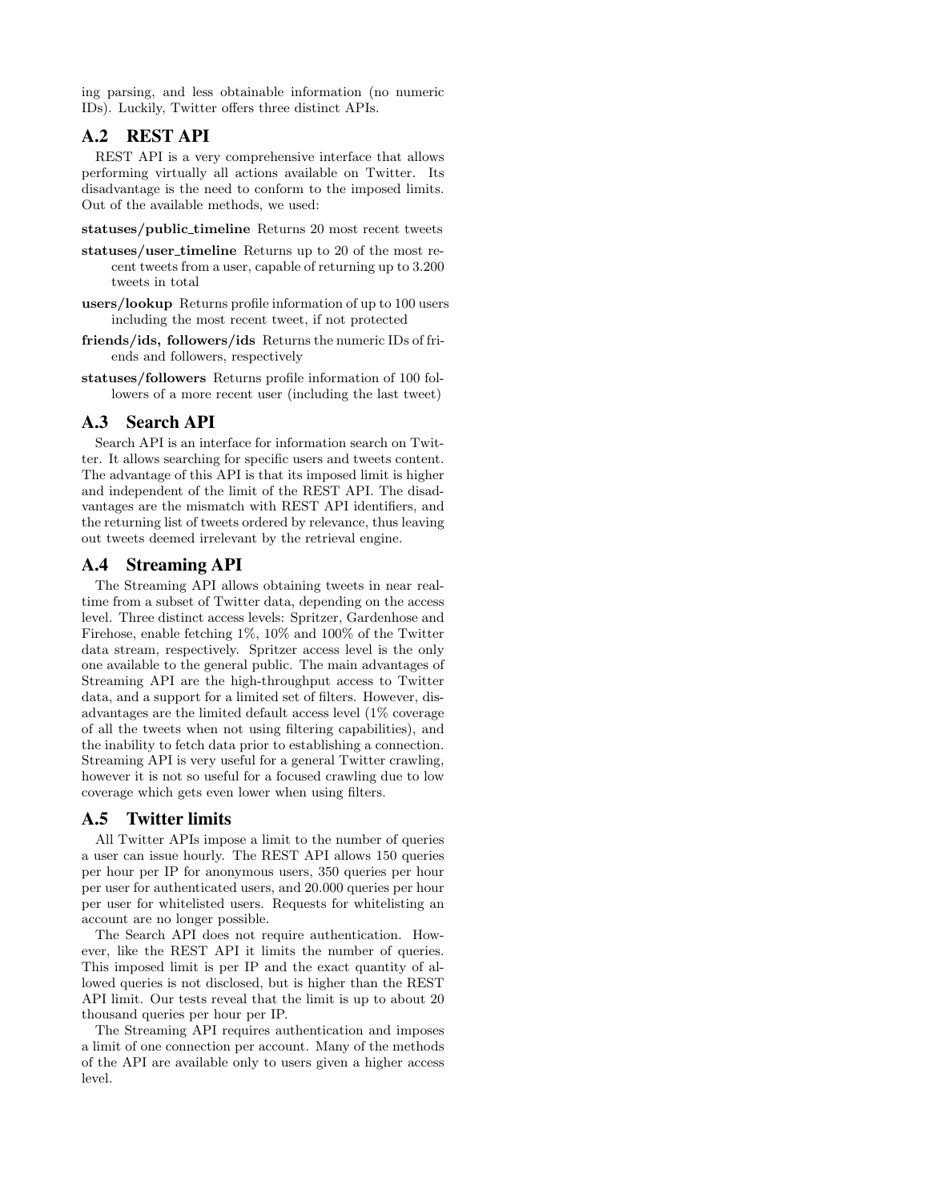ing parsing, and less obtainable information (no numeric IDs). Luckily, Twitter offers three distinct APIs.

## A.2 REST API

REST API is a very comprehensive interface that allows performing virtually all actions available on Twitter. Its disadvantage is the need to conform to the imposed limits. Out of the available methods, we used:

- **statuses/public_timeline** Returns 20 most recent tweets
- **statuses/user_timeline** Returns up to 20 of the most recent tweets from a user, capable of returning up to 3.200 tweets in total
- **users/lookup** Returns profile information of up to 100 users including the most recent tweet, if not protected
- **friends/ids, followers/ids** Returns the numeric IDs of friends and followers, respectively
- **statuses/followers** Returns profile information of 100 followers of a more recent user (including the last tweet)

## A.3 Search API

Search API is an interface for information search on Twitter. It allows searching for specific users and tweets content. The advantage of this API is that its imposed limit is higher and independent of the limit of the REST API. The disadvantages are the mismatch with REST API identifiers, and the returning list of tweets ordered by relevance, thus leaving out tweets deemed irrelevant by the retrieval engine.

## A.4 Streaming API

The Streaming API allows obtaining tweets in near realtime from a subset of Twitter data, depending on the access level. Three distinct access levels: Spritzer, Gardenhose and Firehose, enable fetching 1%, 10% and 100% of the Twitter data stream, respectively. Spritzer access level is the only one available to the general public. The main advantages of Streaming API are the high-throughput access to Twitter data, and a support for a limited set of filters. However, disadvantages are the limited default access level (1% coverage of all the tweets when not using filtering capabilities), and the inability to fetch data prior to establishing a connection. Streaming API is very useful for a general Twitter crawling, however it is not so useful for a focused crawling due to low coverage which gets even lower when using filters.

## A.5 Twitter limits

All Twitter APIs impose a limit to the number of queries a user can issue hourly. The REST API allows 150 queries per hour per IP for anonymous users, 350 queries per hour per user for authenticated users, and 20.000 queries per hour per user for whitelisted users. Requests for whitelisting an account are no longer possible.

The Search API does not require authentication. However, like the REST API it limits the number of queries. This imposed limit is per IP and the exact quantity of allowed queries is not disclosed, but is higher than the REST API limit. Our tests reveal that the limit is up to about 20 thousand queries per hour per IP.

The Streaming API requires authentication and imposes a limit of one connection per account. Many of the methods of the API are available only to users given a higher access level.